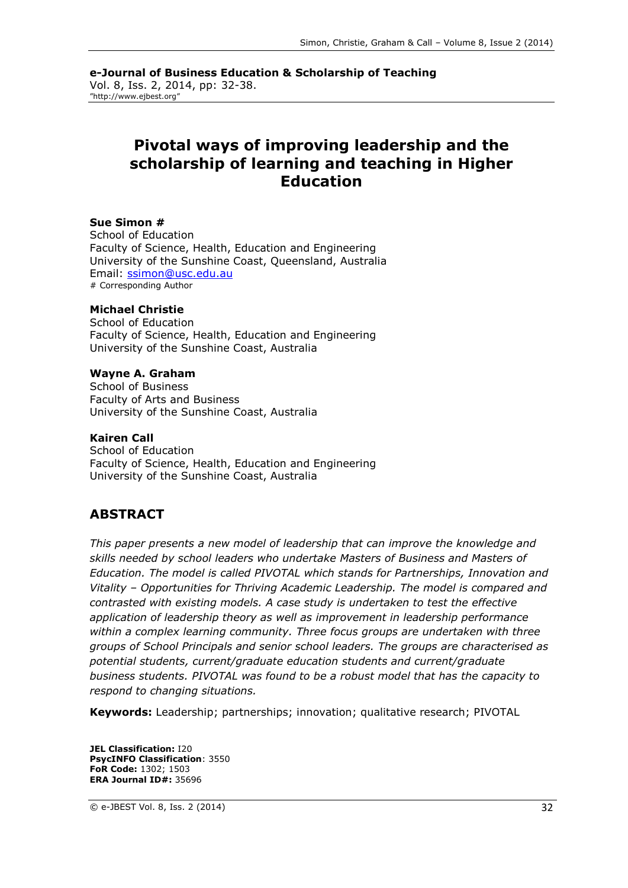**e-Journal of Business Education & Scholarship of Teaching**
Vol. 8, Iss. 2, 2014, pp: 32-38.
"http://www.ejbest.org"

# Pivotal ways of improving leadership and the scholarship of learning and teaching in Higher Education

**Sue Simon #**
School of Education
Faculty of Science, Health, Education and Engineering
University of the Sunshine Coast, Queensland, Australia
Email: ssimon@usc.edu.au
# Corresponding Author

**Michael Christie**
School of Education
Faculty of Science, Health, Education and Engineering
University of the Sunshine Coast, Australia

**Wayne A. Graham**
School of Business
Faculty of Arts and Business
University of the Sunshine Coast, Australia

**Kairen Call**
School of Education
Faculty of Science, Health, Education and Engineering
University of the Sunshine Coast, Australia

## ABSTRACT

*This paper presents a new model of leadership that can improve the knowledge and skills needed by school leaders who undertake Masters of Business and Masters of Education. The model is called PIVOTAL which stands for Partnerships, Innovation and Vitality – Opportunities for Thriving Academic Leadership. The model is compared and contrasted with existing models. A case study is undertaken to test the effective application of leadership theory as well as improvement in leadership performance within a complex learning community. Three focus groups are undertaken with three groups of School Principals and senior school leaders. The groups are characterised as potential students, current/graduate education students and current/graduate business students. PIVOTAL was found to be a robust model that has the capacity to respond to changing situations.*

**Keywords:** Leadership; partnerships; innovation; qualitative research; PIVOTAL

**JEL Classification:** I20
**PsycINFO Classification**: 3550
**FoR Code:** 1302; 1503
**ERA Journal ID#:** 35696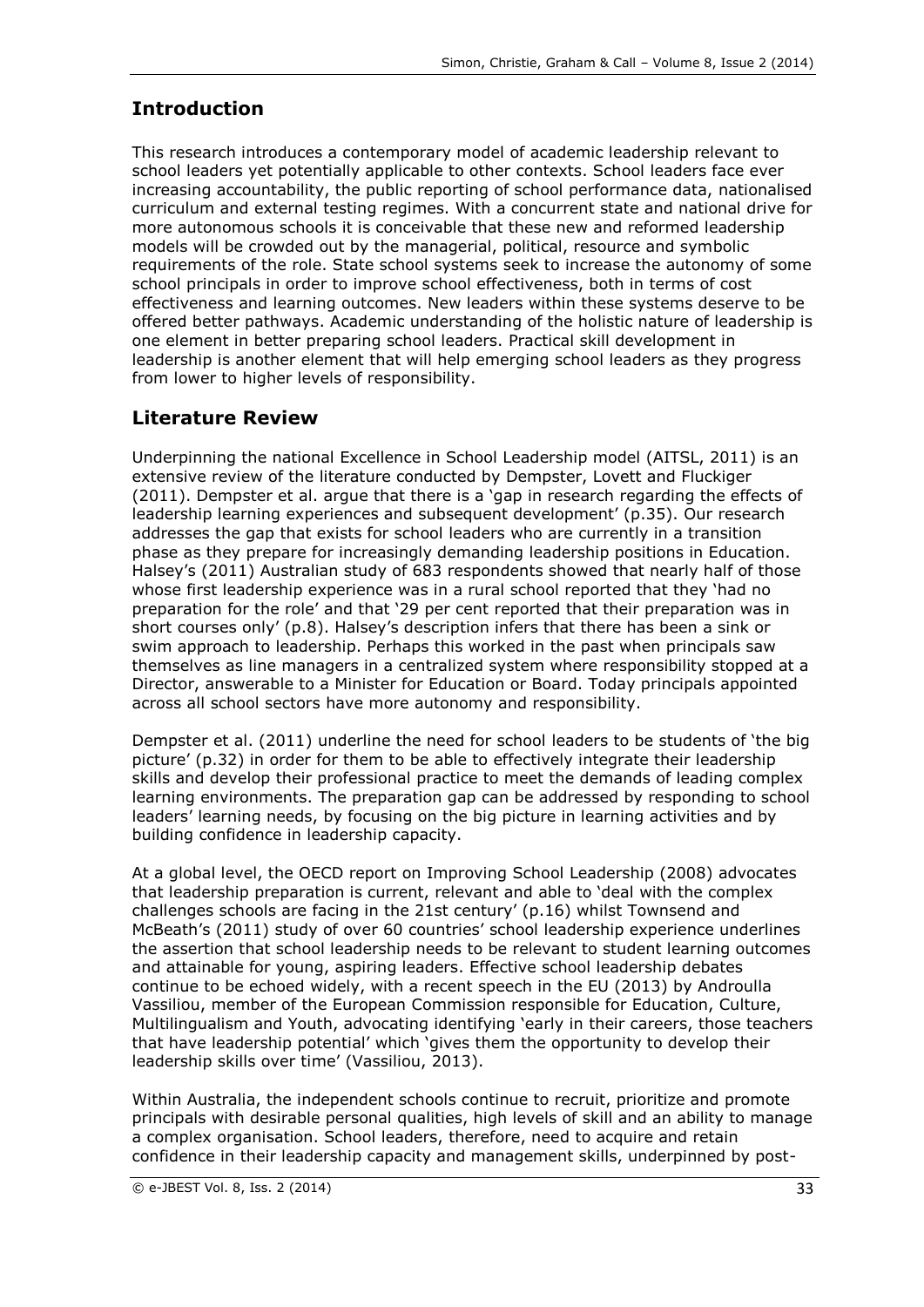## Introduction

This research introduces a contemporary model of academic leadership relevant to school leaders yet potentially applicable to other contexts. School leaders face ever increasing accountability, the public reporting of school performance data, nationalised curriculum and external testing regimes. With a concurrent state and national drive for more autonomous schools it is conceivable that these new and reformed leadership models will be crowded out by the managerial, political, resource and symbolic requirements of the role. State school systems seek to increase the autonomy of some school principals in order to improve school effectiveness, both in terms of cost effectiveness and learning outcomes. New leaders within these systems deserve to be offered better pathways. Academic understanding of the holistic nature of leadership is one element in better preparing school leaders. Practical skill development in leadership is another element that will help emerging school leaders as they progress from lower to higher levels of responsibility.

## Literature Review

Underpinning the national Excellence in School Leadership model (AITSL, 2011) is an extensive review of the literature conducted by Dempster, Lovett and Fluckiger (2011). Dempster et al. argue that there is a 'gap in research regarding the effects of leadership learning experiences and subsequent development' (p.35). Our research addresses the gap that exists for school leaders who are currently in a transition phase as they prepare for increasingly demanding leadership positions in Education. Halsey's (2011) Australian study of 683 respondents showed that nearly half of those whose first leadership experience was in a rural school reported that they 'had no preparation for the role' and that '29 per cent reported that their preparation was in short courses only' (p.8). Halsey's description infers that there has been a sink or swim approach to leadership. Perhaps this worked in the past when principals saw themselves as line managers in a centralized system where responsibility stopped at a Director, answerable to a Minister for Education or Board. Today principals appointed across all school sectors have more autonomy and responsibility.

Dempster et al. (2011) underline the need for school leaders to be students of 'the big picture' (p.32) in order for them to be able to effectively integrate their leadership skills and develop their professional practice to meet the demands of leading complex learning environments. The preparation gap can be addressed by responding to school leaders' learning needs, by focusing on the big picture in learning activities and by building confidence in leadership capacity.

At a global level, the OECD report on Improving School Leadership (2008) advocates that leadership preparation is current, relevant and able to 'deal with the complex challenges schools are facing in the 21st century' (p.16) whilst Townsend and McBeath's (2011) study of over 60 countries' school leadership experience underlines the assertion that school leadership needs to be relevant to student learning outcomes and attainable for young, aspiring leaders. Effective school leadership debates continue to be echoed widely, with a recent speech in the EU (2013) by Androulla Vassiliou, member of the European Commission responsible for Education, Culture, Multilingualism and Youth, advocating identifying 'early in their careers, those teachers that have leadership potential' which 'gives them the opportunity to develop their leadership skills over time' (Vassiliou, 2013).

Within Australia, the independent schools continue to recruit, prioritize and promote principals with desirable personal qualities, high levels of skill and an ability to manage a complex organisation. School leaders, therefore, need to acquire and retain confidence in their leadership capacity and management skills, underpinned by post-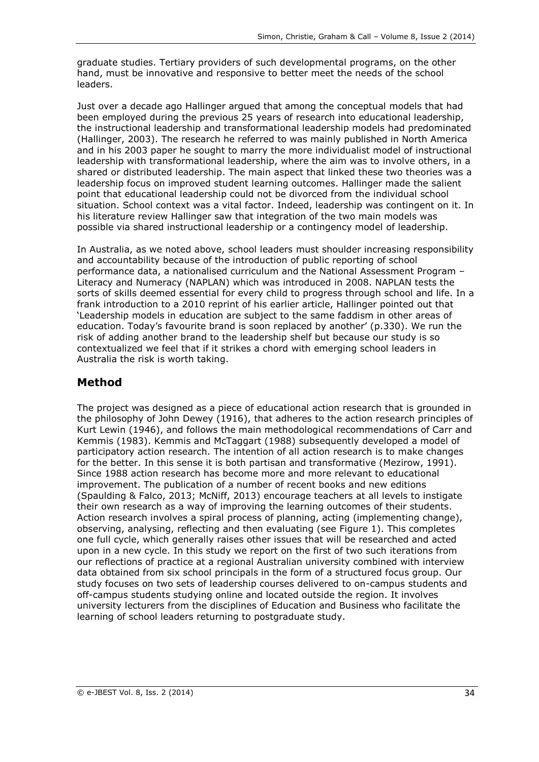graduate studies. Tertiary providers of such developmental programs, on the other hand, must be innovative and responsive to better meet the needs of the school leaders.

Just over a decade ago Hallinger argued that among the conceptual models that had been employed during the previous 25 years of research into educational leadership, the instructional leadership and transformational leadership models had predominated (Hallinger, 2003). The research he referred to was mainly published in North America and in his 2003 paper he sought to marry the more individualist model of instructional leadership with transformational leadership, where the aim was to involve others, in a shared or distributed leadership. The main aspect that linked these two theories was a leadership focus on improved student learning outcomes. Hallinger made the salient point that educational leadership could not be divorced from the individual school situation. School context was a vital factor. Indeed, leadership was contingent on it. In his literature review Hallinger saw that integration of the two main models was possible via shared instructional leadership or a contingency model of leadership.

In Australia, as we noted above, school leaders must shoulder increasing responsibility and accountability because of the introduction of public reporting of school performance data, a nationalised curriculum and the National Assessment Program – Literacy and Numeracy (NAPLAN) which was introduced in 2008. NAPLAN tests the sorts of skills deemed essential for every child to progress through school and life. In a frank introduction to a 2010 reprint of his earlier article, Hallinger pointed out that 'Leadership models in education are subject to the same faddism in other areas of education. Today's favourite brand is soon replaced by another' (p.330). We run the risk of adding another brand to the leadership shelf but because our study is so contextualized we feel that if it strikes a chord with emerging school leaders in Australia the risk is worth taking.

## Method

The project was designed as a piece of educational action research that is grounded in the philosophy of John Dewey (1916), that adheres to the action research principles of Kurt Lewin (1946), and follows the main methodological recommendations of Carr and Kemmis (1983). Kemmis and McTaggart (1988) subsequently developed a model of participatory action research. The intention of all action research is to make changes for the better. In this sense it is both partisan and transformative (Mezirow, 1991). Since 1988 action research has become more and more relevant to educational improvement. The publication of a number of recent books and new editions (Spaulding & Falco, 2013; McNiff, 2013) encourage teachers at all levels to instigate their own research as a way of improving the learning outcomes of their students. Action research involves a spiral process of planning, acting (implementing change), observing, analysing, reflecting and then evaluating (see Figure 1). This completes one full cycle, which generally raises other issues that will be researched and acted upon in a new cycle. In this study we report on the first of two such iterations from our reflections of practice at a regional Australian university combined with interview data obtained from six school principals in the form of a structured focus group. Our study focuses on two sets of leadership courses delivered to on-campus students and off-campus students studying online and located outside the region. It involves university lecturers from the disciplines of Education and Business who facilitate the learning of school leaders returning to postgraduate study.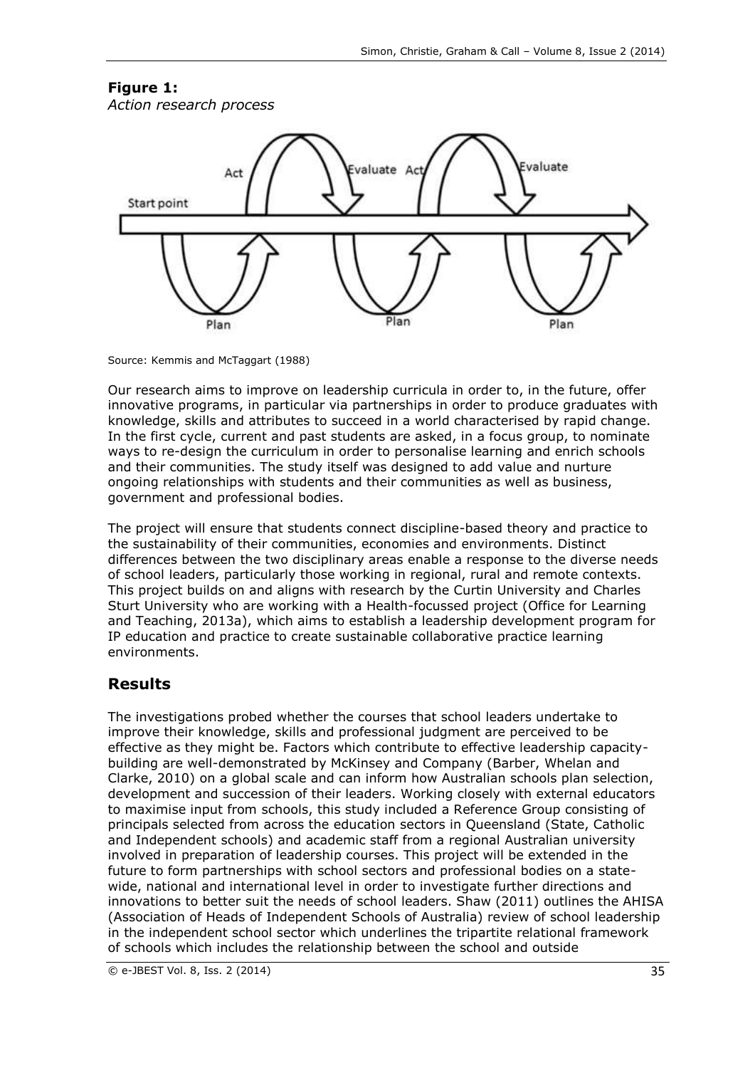**Figure 1:**
*Action research process*

Source: Kemmis and McTaggart (1988)

Our research aims to improve on leadership curricula in order to, in the future, offer innovative programs, in particular via partnerships in order to produce graduates with knowledge, skills and attributes to succeed in a world characterised by rapid change. In the first cycle, current and past students are asked, in a focus group, to nominate ways to re-design the curriculum in order to personalise learning and enrich schools and their communities. The study itself was designed to add value and nurture ongoing relationships with students and their communities as well as business, government and professional bodies.

The project will ensure that students connect discipline-based theory and practice to the sustainability of their communities, economies and environments. Distinct differences between the two disciplinary areas enable a response to the diverse needs of school leaders, particularly those working in regional, rural and remote contexts. This project builds on and aligns with research by the Curtin University and Charles Sturt University who are working with a Health-focussed project (Office for Learning and Teaching, 2013a), which aims to establish a leadership development program for IP education and practice to create sustainable collaborative practice learning environments.

## Results

The investigations probed whether the courses that school leaders undertake to improve their knowledge, skills and professional judgment are perceived to be effective as they might be. Factors which contribute to effective leadership capacity-building are well-demonstrated by McKinsey and Company (Barber, Whelan and Clarke, 2010) on a global scale and can inform how Australian schools plan selection, development and succession of their leaders. Working closely with external educators to maximise input from schools, this study included a Reference Group consisting of principals selected from across the education sectors in Queensland (State, Catholic and Independent schools) and academic staff from a regional Australian university involved in preparation of leadership courses. This project will be extended in the future to form partnerships with school sectors and professional bodies on a state-wide, national and international level in order to investigate further directions and innovations to better suit the needs of school leaders. Shaw (2011) outlines the AHISA (Association of Heads of Independent Schools of Australia) review of school leadership in the independent school sector which underlines the tripartite relational framework of schools which includes the relationship between the school and outside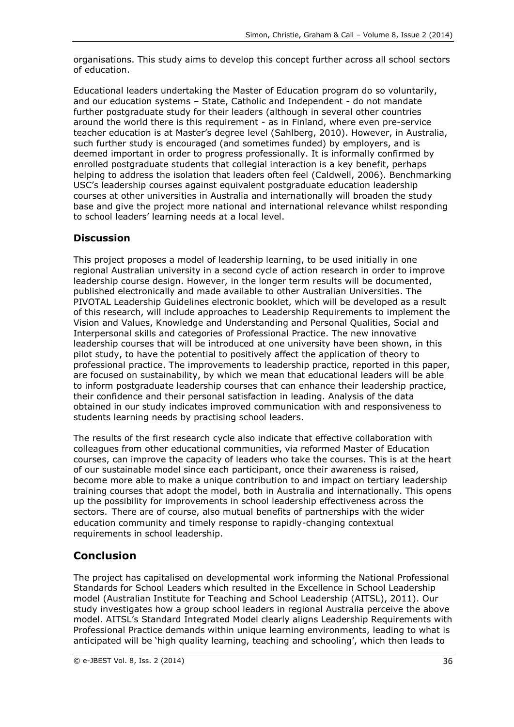organisations. This study aims to develop this concept further across all school sectors of education.

Educational leaders undertaking the Master of Education program do so voluntarily, and our education systems – State, Catholic and Independent - do not mandate further postgraduate study for their leaders (although in several other countries around the world there is this requirement - as in Finland, where even pre-service teacher education is at Master's degree level (Sahlberg, 2010). However, in Australia, such further study is encouraged (and sometimes funded) by employers, and is deemed important in order to progress professionally. It is informally confirmed by enrolled postgraduate students that collegial interaction is a key benefit, perhaps helping to address the isolation that leaders often feel (Caldwell, 2006). Benchmarking USC's leadership courses against equivalent postgraduate education leadership courses at other universities in Australia and internationally will broaden the study base and give the project more national and international relevance whilst responding to school leaders' learning needs at a local level.

### Discussion

This project proposes a model of leadership learning, to be used initially in one regional Australian university in a second cycle of action research in order to improve leadership course design. However, in the longer term results will be documented, published electronically and made available to other Australian Universities. The PIVOTAL Leadership Guidelines electronic booklet, which will be developed as a result of this research, will include approaches to Leadership Requirements to implement the Vision and Values, Knowledge and Understanding and Personal Qualities, Social and Interpersonal skills and categories of Professional Practice. The new innovative leadership courses that will be introduced at one university have been shown, in this pilot study, to have the potential to positively affect the application of theory to professional practice. The improvements to leadership practice, reported in this paper, are focused on sustainability, by which we mean that educational leaders will be able to inform postgraduate leadership courses that can enhance their leadership practice, their confidence and their personal satisfaction in leading. Analysis of the data obtained in our study indicates improved communication with and responsiveness to students learning needs by practising school leaders.

The results of the first research cycle also indicate that effective collaboration with colleagues from other educational communities, via reformed Master of Education courses, can improve the capacity of leaders who take the courses. This is at the heart of our sustainable model since each participant, once their awareness is raised, become more able to make a unique contribution to and impact on tertiary leadership training courses that adopt the model, both in Australia and internationally. This opens up the possibility for improvements in school leadership effectiveness across the sectors. There are of course, also mutual benefits of partnerships with the wider education community and timely response to rapidly-changing contextual requirements in school leadership.

## Conclusion

The project has capitalised on developmental work informing the National Professional Standards for School Leaders which resulted in the Excellence in School Leadership model (Australian Institute for Teaching and School Leadership (AITSL), 2011). Our study investigates how a group school leaders in regional Australia perceive the above model. AITSL's Standard Integrated Model clearly aligns Leadership Requirements with Professional Practice demands within unique learning environments, leading to what is anticipated will be 'high quality learning, teaching and schooling', which then leads to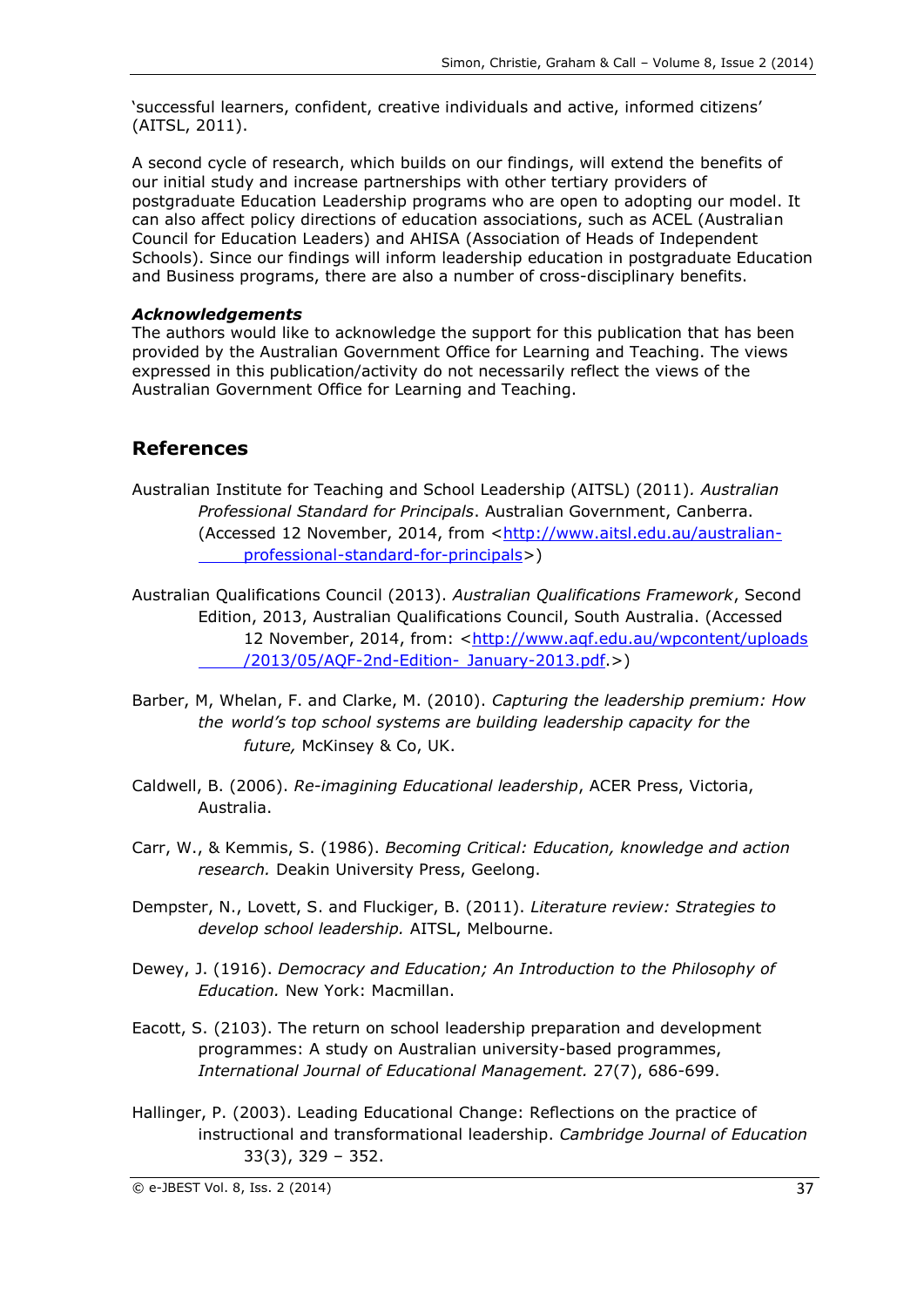'successful learners, confident, creative individuals and active, informed citizens' (AITSL, 2011).

A second cycle of research, which builds on our findings, will extend the benefits of our initial study and increase partnerships with other tertiary providers of postgraduate Education Leadership programs who are open to adopting our model. It can also affect policy directions of education associations, such as ACEL (Australian Council for Education Leaders) and AHISA (Association of Heads of Independent Schools). Since our findings will inform leadership education in postgraduate Education and Business programs, there are also a number of cross-disciplinary benefits.

***Acknowledgements***
The authors would like to acknowledge the support for this publication that has been provided by the Australian Government Office for Learning and Teaching. The views expressed in this publication/activity do not necessarily reflect the views of the Australian Government Office for Learning and Teaching.

## References

Australian Institute for Teaching and School Leadership (AITSL) (2011). *Australian Professional Standard for Principals*. Australian Government, Canberra. (Accessed 12 November, 2014, from <http://www.aitsl.edu.au/australian-professional-standard-for-principals>)

Australian Qualifications Council (2013). *Australian Qualifications Framework*, Second Edition, 2013, Australian Qualifications Council, South Australia. (Accessed 12 November, 2014, from: <http://www.aqf.edu.au/wpcontent/uploads/2013/05/AQF-2nd-Edition- January-2013.pdf.>)

Barber, M, Whelan, F. and Clarke, M. (2010). *Capturing the leadership premium: How the world's top school systems are building leadership capacity for the future,* McKinsey & Co, UK.

Caldwell, B. (2006). *Re-imagining Educational leadership*, ACER Press, Victoria, Australia.

Carr, W., & Kemmis, S. (1986). *Becoming Critical: Education, knowledge and action research.* Deakin University Press, Geelong.

Dempster, N., Lovett, S. and Fluckiger, B. (2011). *Literature review: Strategies to develop school leadership.* AITSL, Melbourne.

Dewey, J. (1916). *Democracy and Education; An Introduction to the Philosophy of Education.* New York: Macmillan.

Eacott, S. (2103). The return on school leadership preparation and development programmes: A study on Australian university-based programmes, *International Journal of Educational Management.* 27(7), 686-699.

Hallinger, P. (2003). Leading Educational Change: Reflections on the practice of instructional and transformational leadership. *Cambridge Journal of Education* 33(3), 329 – 352.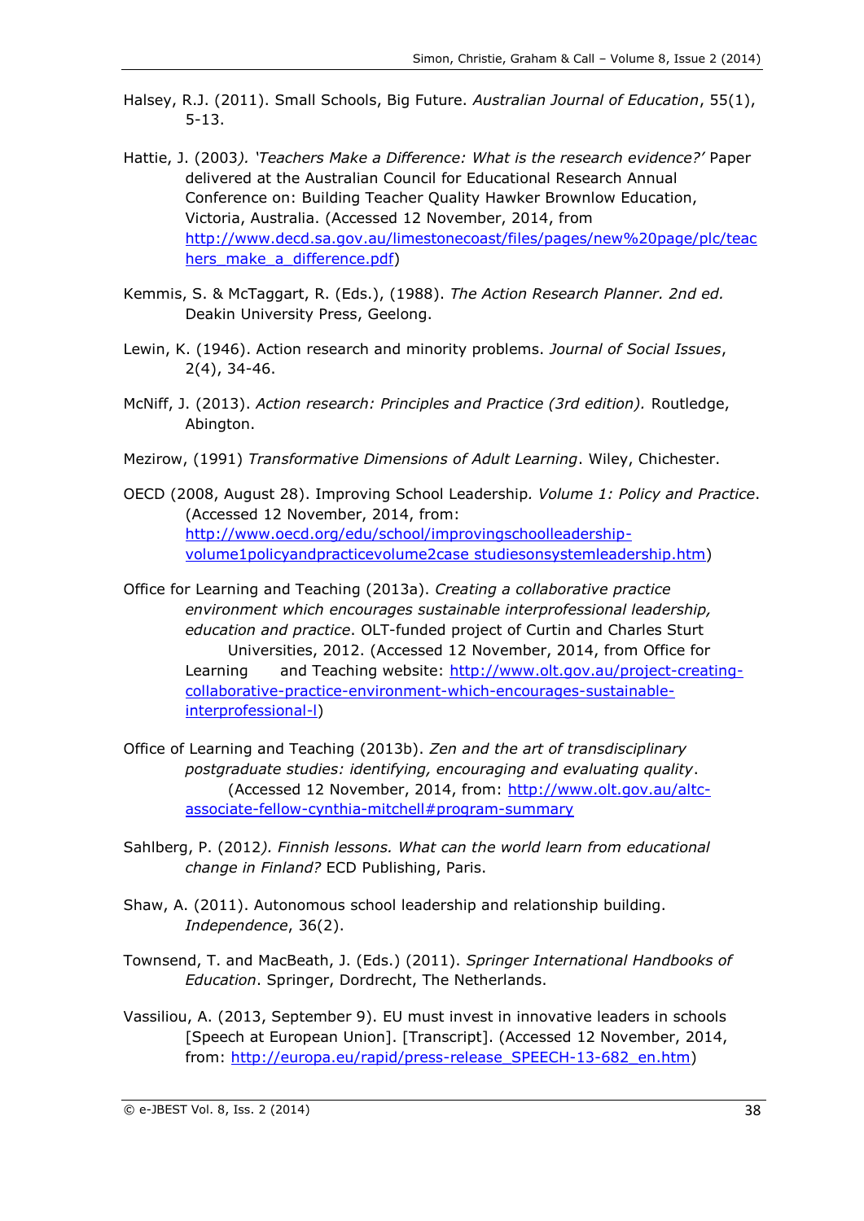Halsey, R.J. (2011). Small Schools, Big Future. *Australian Journal of Education*, 55(1), 5-13.

Hattie, J. (2003*). 'Teachers Make a Difference: What is the research evidence?'* Paper delivered at the Australian Council for Educational Research Annual Conference on: Building Teacher Quality Hawker Brownlow Education, Victoria, Australia. (Accessed 12 November, 2014, from http://www.decd.sa.gov.au/limestonecoast/files/pages/new%20page/plc/teachers_make_a_difference.pdf)

Kemmis, S. & McTaggart, R. (Eds.), (1988). *The Action Research Planner. 2nd ed.* Deakin University Press, Geelong.

Lewin, K. (1946). Action research and minority problems. *Journal of Social Issues*, 2(4), 34-46.

McNiff, J. (2013). *Action research: Principles and Practice (3rd edition).* Routledge, Abington.

Mezirow, (1991) *Transformative Dimensions of Adult Learning*. Wiley, Chichester.

OECD (2008, August 28). Improving School Leadership*. Volume 1: Policy and Practice*. (Accessed 12 November, 2014, from: http://www.oecd.org/edu/school/improvingschoolleadership-volume1policyandpracticevolume2case studiesonsystemleadership.htm)

Office for Learning and Teaching (2013a). *Creating a collaborative practice environment which encourages sustainable interprofessional leadership, education and practice*. OLT-funded project of Curtin and Charles Sturt Universities, 2012. (Accessed 12 November, 2014, from Office for Learning and Teaching website: http://www.olt.gov.au/project-creating-collaborative-practice-environment-which-encourages-sustainable-interprofessional-l)

Office of Learning and Teaching (2013b). *Zen and the art of transdisciplinary postgraduate studies: identifying, encouraging and evaluating quality*. (Accessed 12 November, 2014, from: http://www.olt.gov.au/altc-associate-fellow-cynthia-mitchell#program-summary

Sahlberg, P. (2012*). Finnish lessons. What can the world learn from educational change in Finland?* ECD Publishing, Paris.

Shaw, A. (2011). Autonomous school leadership and relationship building. *Independence*, 36(2).

Townsend, T. and MacBeath, J. (Eds.) (2011). *Springer International Handbooks of Education*. Springer, Dordrecht, The Netherlands.

Vassiliou, A. (2013, September 9). EU must invest in innovative leaders in schools [Speech at European Union]. [Transcript]. (Accessed 12 November, 2014, from: http://europa.eu/rapid/press-release_SPEECH-13-682_en.htm)